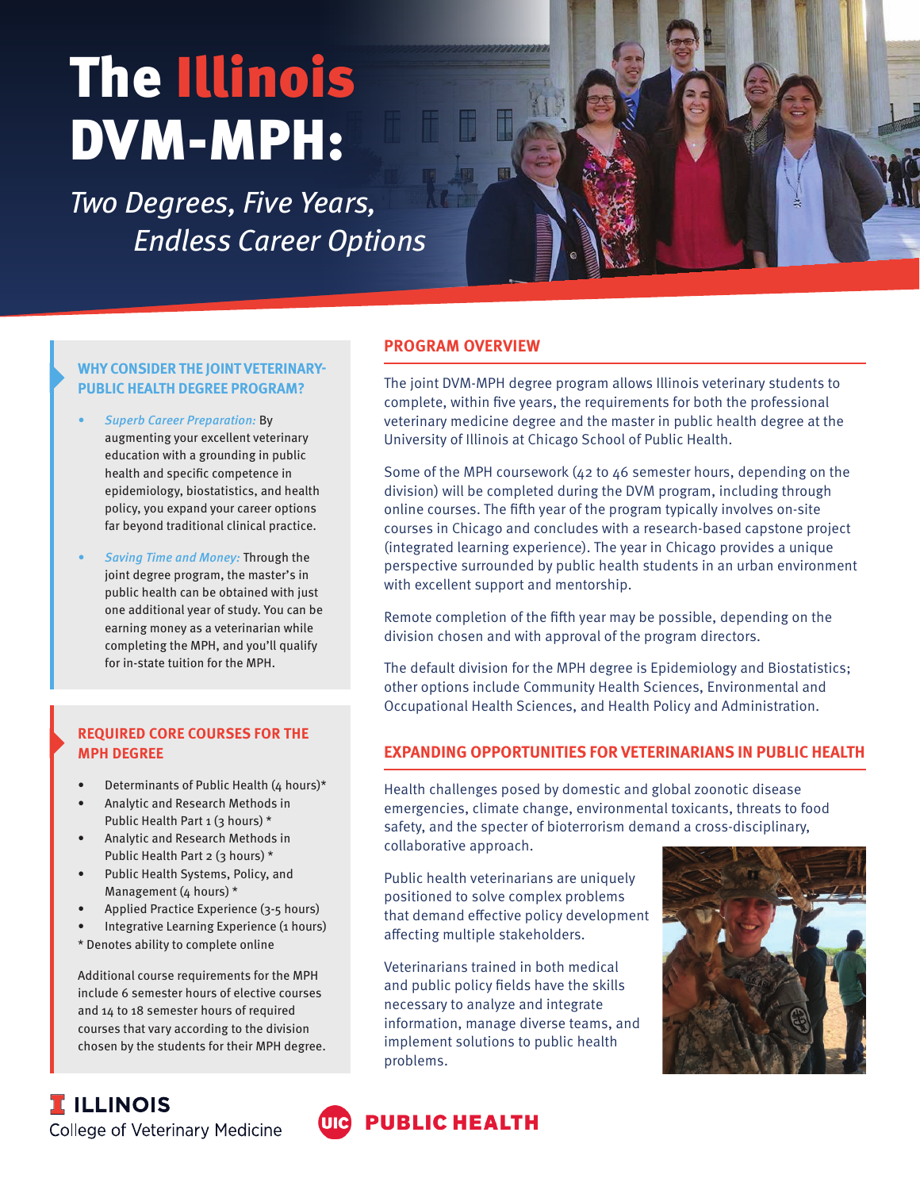# The Illinois DVM-MPH:

*Two Degrees, Five Years, Endless Career Options*

### WHY CONSIDER THE JOINT VETERINARY-PUBLIC HEALTH DEGREE PROGRAM?

- *Superb Career Preparation:* By augmenting your excellent veterinary education with a grounding in public health and specific competence in epidemiology, biostatistics, and health policy, you expand your career options far beyond traditional clinical practice.
- *Saving Time and Money:* Through the joint degree program, the master's in public health can be obtained with just one additional year of study. You can be earning money as a veterinarian while completing the MPH, and you'll qualify for in-state tuition for the MPH.

### REQUIRED CORE COURSES FOR THE MPH DEGREE

- Determinants of Public Health (4 hours)*
- Analytic and Research Methods in Public Health Part 1 (3 hours) *
- Analytic and Research Methods in Public Health Part 2 (3 hours) *
- Public Health Systems, Policy, and Management (4 hours) *
- Applied Practice Experience (3-5 hours)
- Integrative Learning Experience (1 hours)

\* Denotes ability to complete online

Additional course requirements for the MPH include 6 semester hours of elective courses and 14 to 18 semester hours of required courses that vary according to the division chosen by the students for their MPH degree.

## PROGRAM OVERVIEW

The joint DVM-MPH degree program allows Illinois veterinary students to complete, within five years, the requirements for both the professional veterinary medicine degree and the master in public health degree at the University of Illinois at Chicago School of Public Health.

Some of the MPH coursework (42 to 46 semester hours, depending on the division) will be completed during the DVM program, including through online courses. The fifth year of the program typically involves on-site courses in Chicago and concludes with a research-based capstone project (integrated learning experience). The year in Chicago provides a unique perspective surrounded by public health students in an urban environment with excellent support and mentorship.

Remote completion of the fifth year may be possible, depending on the division chosen and with approval of the program directors.

The default division for the MPH degree is Epidemiology and Biostatistics; other options include Community Health Sciences, Environmental and Occupational Health Sciences, and Health Policy and Administration.

## EXPANDING OPPORTUNITIES FOR VETERINARIANS IN PUBLIC HEALTH

Health challenges posed by domestic and global zoonotic disease emergencies, climate change, environmental toxicants, threats to food safety, and the specter of bioterrorism demand a cross-disciplinary, collaborative approach.

Public health veterinarians are uniquely positioned to solve complex problems that demand effective policy development affecting multiple stakeholders.

Veterinarians trained in both medical and public policy fields have the skills necessary to analyze and integrate information, manage diverse teams, and implement solutions to public health problems.

ILLINOIS College of Veterinary Medicine

UIC PUBLIC HEALTH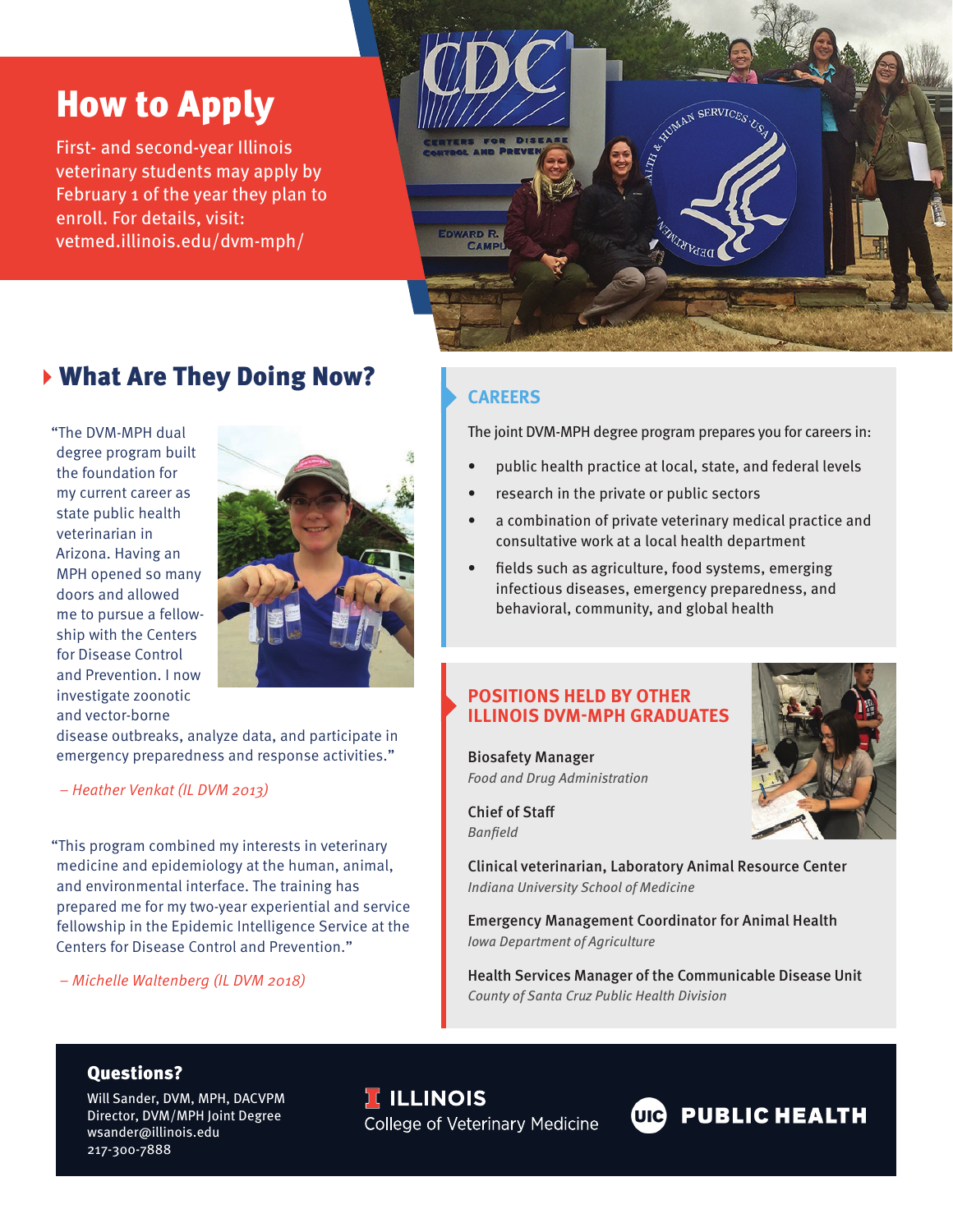# How to Apply

First- and second-year Illinois veterinary students may apply by February 1 of the year they plan to enroll. For details, visit: vetmed.illinois.edu/dvm-mph/

## What Are They Doing Now?

"The DVM-MPH dual degree program built the foundation for my current career as state public health veterinarian in Arizona. Having an MPH opened so many doors and allowed me to pursue a fellowship with the Centers for Disease Control and Prevention. I now investigate zoonotic and vector-borne disease outbreaks, analyze data, and participate in emergency preparedness and response activities."

*– Heather Venkat (IL DVM 2013)*

"This program combined my interests in veterinary medicine and epidemiology at the human, animal, and environmental interface. The training has prepared me for my two-year experiential and service fellowship in the Epidemic Intelligence Service at the Centers for Disease Control and Prevention."

*– Michelle Waltenberg (IL DVM 2018)*

## CAREERS

The joint DVM-MPH degree program prepares you for careers in:

- public health practice at local, state, and federal levels
- research in the private or public sectors
- a combination of private veterinary medical practice and consultative work at a local health department
- fields such as agriculture, food systems, emerging infectious diseases, emergency preparedness, and behavioral, community, and global health

## POSITIONS HELD BY OTHER ILLINOIS DVM-MPH GRADUATES

**Biosafety Manager**
*Food and Drug Administration*

**Chief of Staff**
*Banfield*

**Clinical veterinarian, Laboratory Animal Resource Center**
*Indiana University School of Medicine*

**Emergency Management Coordinator for Animal Health**
*Iowa Department of Agriculture*

**Health Services Manager of the Communicable Disease Unit**
*County of Santa Cruz Public Health Division*

### Questions?

Will Sander, DVM, MPH, DACVPM
Director, DVM/MPH Joint Degree
wsander@illinois.edu
217-300-7888

ILLINOIS College of Veterinary Medicine

UIC PUBLIC HEALTH